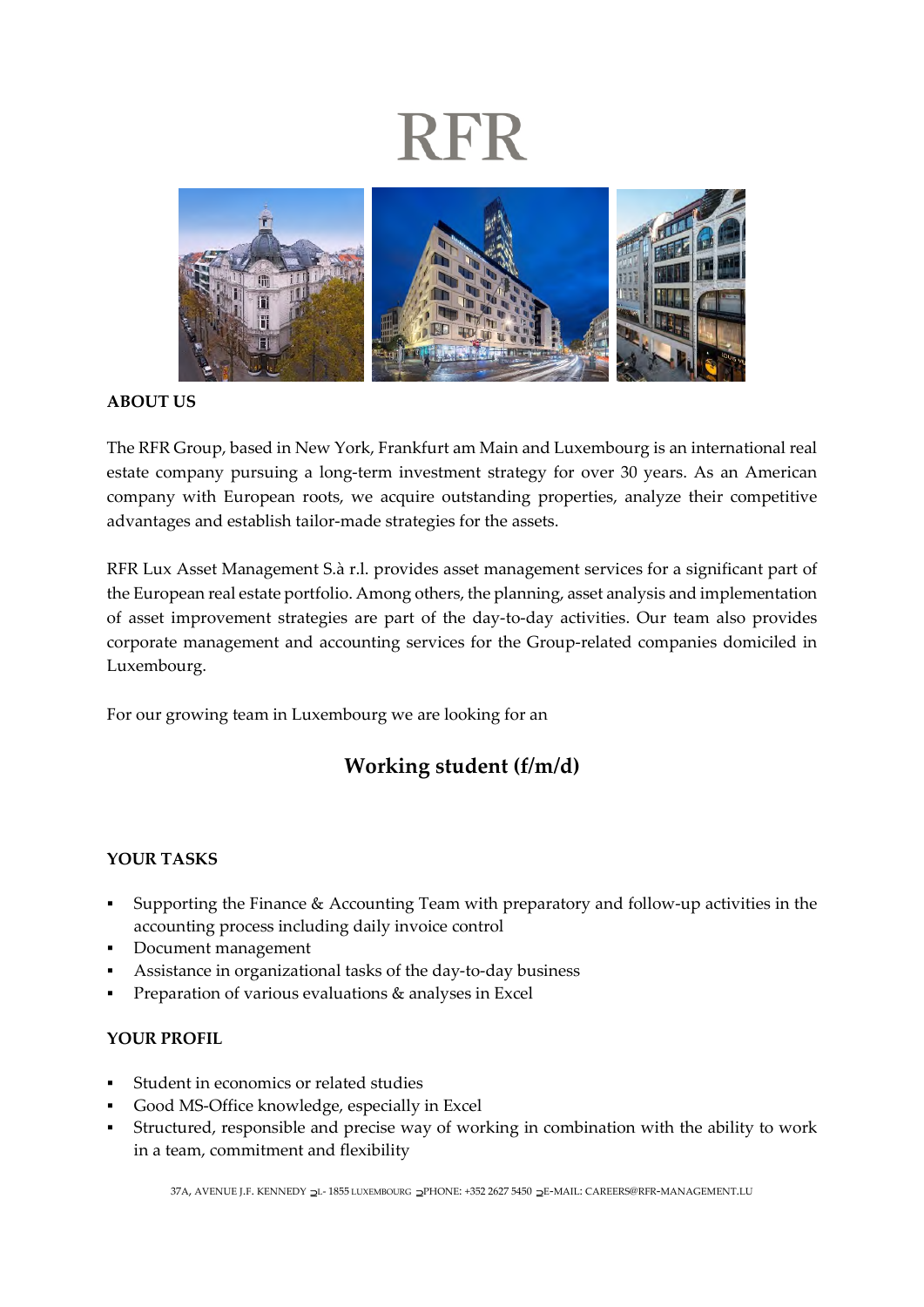# RFR

**ABOUT US**

The RFR Group, based in New York, Frankfurt am Main and Luxembourg is an international real estate company pursuing a long-term investment strategy for over 30 years. As an American company with European roots, we acquire outstanding properties, analyze their competitive advantages and establish tailor-made strategies for the assets.

RFR Lux Asset Management S.à r.l. provides asset management services for a significant part of the European real estate portfolio. Among others, the planning, asset analysis and implementation of asset improvement strategies are part of the day-to-day activities. Our team also provides corporate management and accounting services for the Group-related companies domiciled in Luxembourg.

For our growing team in Luxembourg we are looking for an

## Working student (f/m/d)

**YOUR TASKS**

- Supporting the Finance & Accounting Team with preparatory and follow-up activities in the accounting process including daily invoice control
- Document management
- Assistance in organizational tasks of the day-to-day business
- Preparation of various evaluations & analyses in Excel

**YOUR PROFIL**

- Student in economics or related studies
- Good MS-Office knowledge, especially in Excel
- Structured, responsible and precise way of working in combination with the ability to work in a team, commitment and flexibility

37A, AVENUE J.F. KENNEDY L- 1855 LUXEMBOURG PHONE: +352 2627 5450 E-MAIL: CAREERS@RFR-MANAGEMENT.LU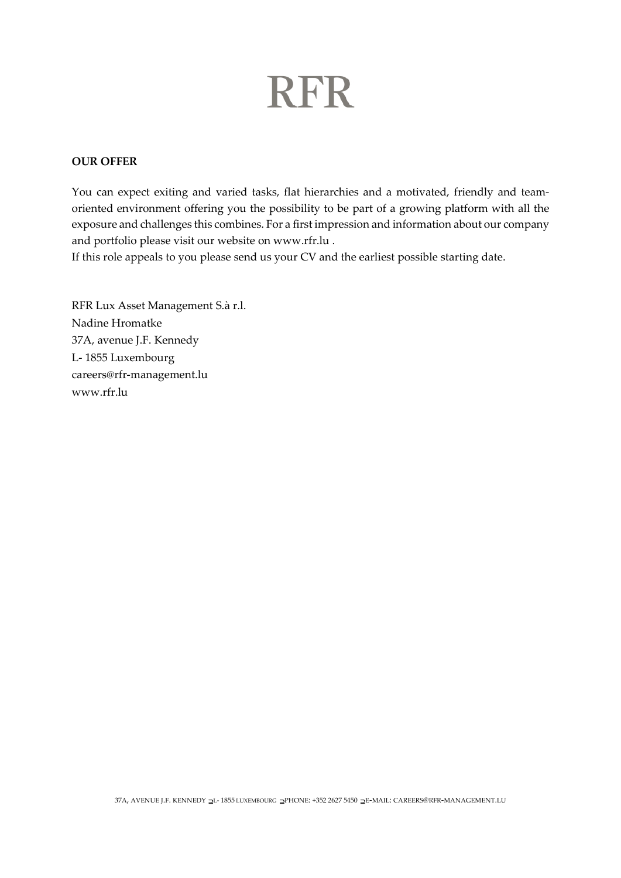# RFR

**OUR OFFER**

You can expect exiting and varied tasks, flat hierarchies and a motivated, friendly and team-oriented environment offering you the possibility to be part of a growing platform with all the exposure and challenges this combines. For a first impression and information about our company and portfolio please visit our website on www.rfr.lu .
If this role appeals to you please send us your CV and the earliest possible starting date.

RFR Lux Asset Management S.à r.l.
Nadine Hromatke
37A, avenue J.F. Kennedy
L- 1855 Luxembourg
careers@rfr-management.lu
www.rfr.lu